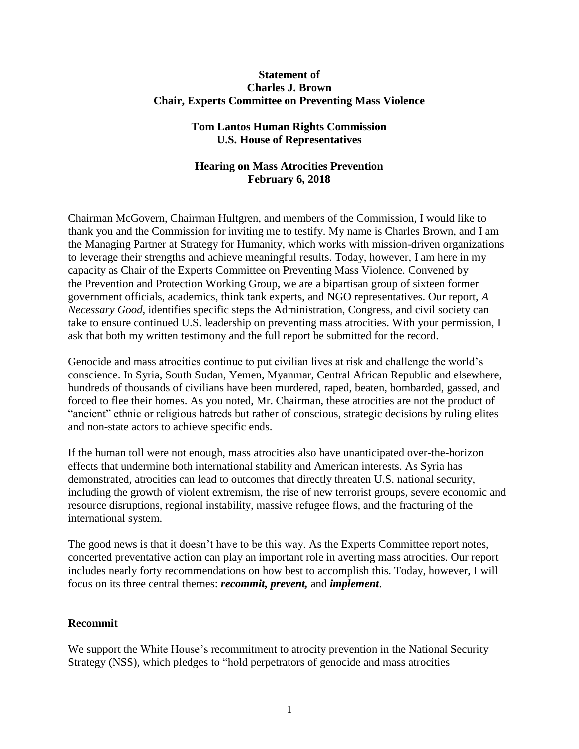**Statement of**
**Charles J. Brown**
**Chair, Experts Committee on Preventing Mass Violence**

**Tom Lantos Human Rights Commission**
**U.S. House of Representatives**

**Hearing on Mass Atrocities Prevention**
**February 6, 2018**

Chairman McGovern, Chairman Hultgren, and members of the Commission, I would like to thank you and the Commission for inviting me to testify. My name is Charles Brown, and I am the Managing Partner at Strategy for Humanity, which works with mission-driven organizations to leverage their strengths and achieve meaningful results. Today, however, I am here in my capacity as Chair of the Experts Committee on Preventing Mass Violence. Convened by the Prevention and Protection Working Group, we are a bipartisan group of sixteen former government officials, academics, think tank experts, and NGO representatives. Our report, *A Necessary Good*, identifies specific steps the Administration, Congress, and civil society can take to ensure continued U.S. leadership on preventing mass atrocities. With your permission, I ask that both my written testimony and the full report be submitted for the record.

Genocide and mass atrocities continue to put civilian lives at risk and challenge the world's conscience. In Syria, South Sudan, Yemen, Myanmar, Central African Republic and elsewhere, hundreds of thousands of civilians have been murdered, raped, beaten, bombarded, gassed, and forced to flee their homes. As you noted, Mr. Chairman, these atrocities are not the product of "ancient" ethnic or religious hatreds but rather of conscious, strategic decisions by ruling elites and non-state actors to achieve specific ends.

If the human toll were not enough, mass atrocities also have unanticipated over-the-horizon effects that undermine both international stability and American interests. As Syria has demonstrated, atrocities can lead to outcomes that directly threaten U.S. national security, including the growth of violent extremism, the rise of new terrorist groups, severe economic and resource disruptions, regional instability, massive refugee flows, and the fracturing of the international system.

The good news is that it doesn't have to be this way. As the Experts Committee report notes, concerted preventative action can play an important role in averting mass atrocities. Our report includes nearly forty recommendations on how best to accomplish this. Today, however, I will focus on its three central themes: ***recommit, prevent,*** and ***implement***.

## Recommit

We support the White House's recommitment to atrocity prevention in the National Security Strategy (NSS), which pledges to "hold perpetrators of genocide and mass atrocities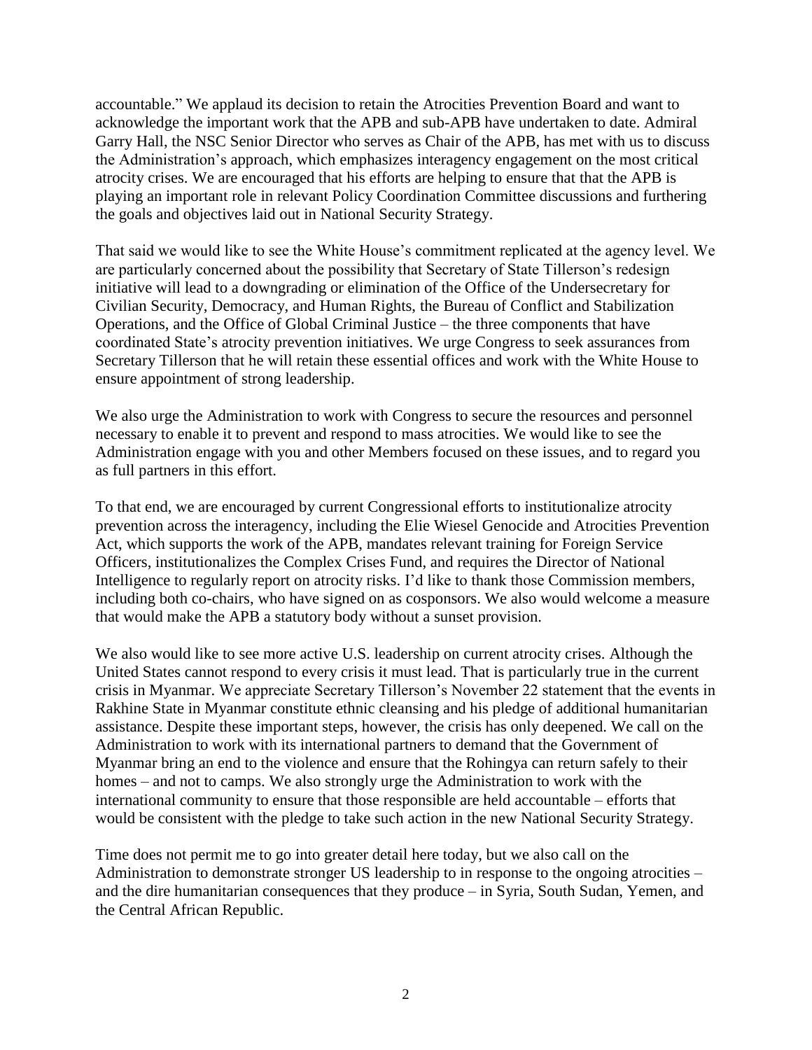accountable." We applaud its decision to retain the Atrocities Prevention Board and want to acknowledge the important work that the APB and sub-APB have undertaken to date. Admiral Garry Hall, the NSC Senior Director who serves as Chair of the APB, has met with us to discuss the Administration's approach, which emphasizes interagency engagement on the most critical atrocity crises. We are encouraged that his efforts are helping to ensure that that the APB is playing an important role in relevant Policy Coordination Committee discussions and furthering the goals and objectives laid out in National Security Strategy.

That said we would like to see the White House's commitment replicated at the agency level. We are particularly concerned about the possibility that Secretary of State Tillerson's redesign initiative will lead to a downgrading or elimination of the Office of the Undersecretary for Civilian Security, Democracy, and Human Rights, the Bureau of Conflict and Stabilization Operations, and the Office of Global Criminal Justice – the three components that have coordinated State's atrocity prevention initiatives. We urge Congress to seek assurances from Secretary Tillerson that he will retain these essential offices and work with the White House to ensure appointment of strong leadership.

We also urge the Administration to work with Congress to secure the resources and personnel necessary to enable it to prevent and respond to mass atrocities. We would like to see the Administration engage with you and other Members focused on these issues, and to regard you as full partners in this effort.

To that end, we are encouraged by current Congressional efforts to institutionalize atrocity prevention across the interagency, including the Elie Wiesel Genocide and Atrocities Prevention Act, which supports the work of the APB, mandates relevant training for Foreign Service Officers, institutionalizes the Complex Crises Fund, and requires the Director of National Intelligence to regularly report on atrocity risks. I'd like to thank those Commission members, including both co-chairs, who have signed on as cosponsors. We also would welcome a measure that would make the APB a statutory body without a sunset provision.

We also would like to see more active U.S. leadership on current atrocity crises. Although the United States cannot respond to every crisis it must lead. That is particularly true in the current crisis in Myanmar. We appreciate Secretary Tillerson's November 22 statement that the events in Rakhine State in Myanmar constitute ethnic cleansing and his pledge of additional humanitarian assistance. Despite these important steps, however, the crisis has only deepened. We call on the Administration to work with its international partners to demand that the Government of Myanmar bring an end to the violence and ensure that the Rohingya can return safely to their homes – and not to camps. We also strongly urge the Administration to work with the international community to ensure that those responsible are held accountable – efforts that would be consistent with the pledge to take such action in the new National Security Strategy.

Time does not permit me to go into greater detail here today, but we also call on the Administration to demonstrate stronger US leadership to in response to the ongoing atrocities – and the dire humanitarian consequences that they produce – in Syria, South Sudan, Yemen, and the Central African Republic.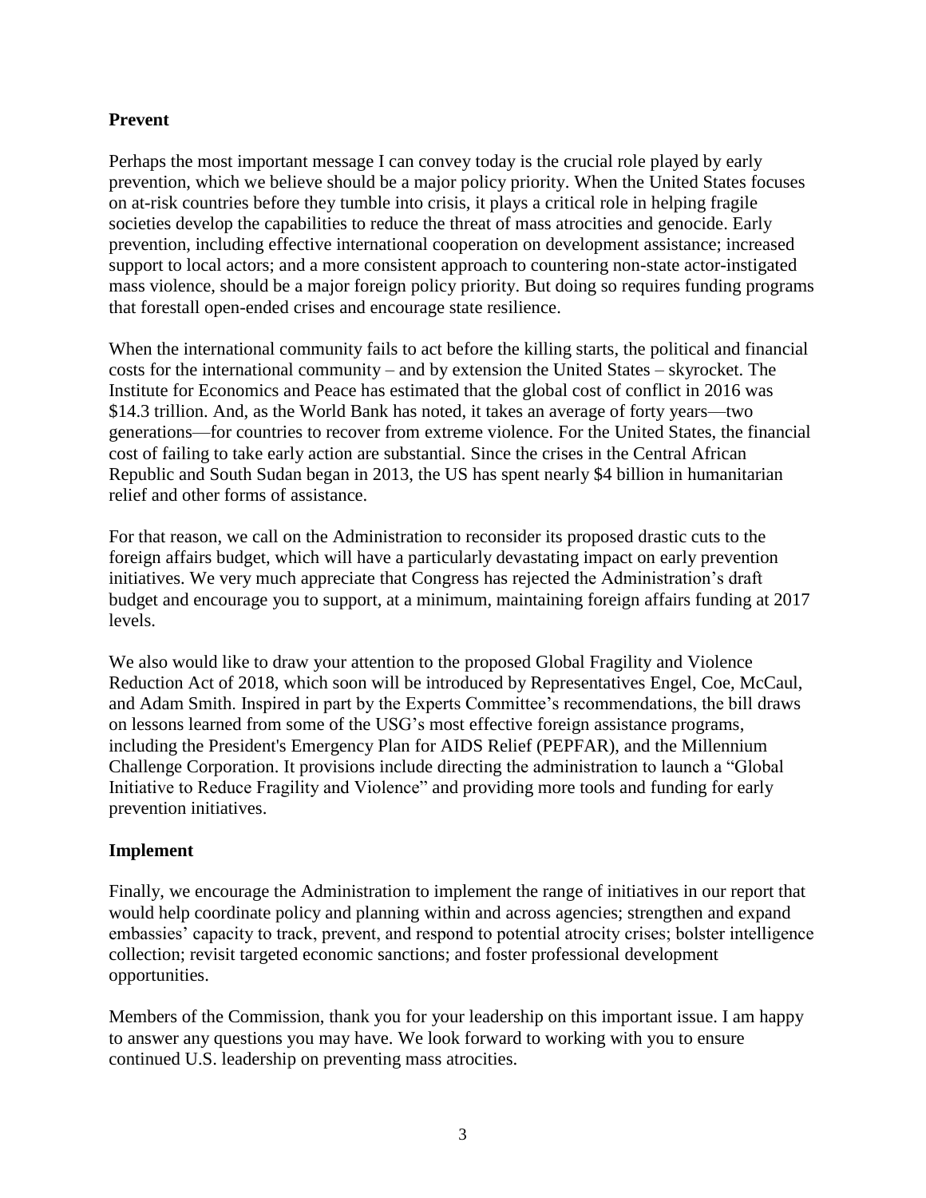**Prevent**

Perhaps the most important message I can convey today is the crucial role played by early prevention, which we believe should be a major policy priority. When the United States focuses on at-risk countries before they tumble into crisis, it plays a critical role in helping fragile societies develop the capabilities to reduce the threat of mass atrocities and genocide. Early prevention, including effective international cooperation on development assistance; increased support to local actors; and a more consistent approach to countering non-state actor-instigated mass violence, should be a major foreign policy priority. But doing so requires funding programs that forestall open-ended crises and encourage state resilience.

When the international community fails to act before the killing starts, the political and financial costs for the international community – and by extension the United States – skyrocket. The Institute for Economics and Peace has estimated that the global cost of conflict in 2016 was $14.3 trillion. And, as the World Bank has noted, it takes an average of forty years—two generations—for countries to recover from extreme violence. For the United States, the financial cost of failing to take early action are substantial. Since the crises in the Central African Republic and South Sudan began in 2013, the US has spent nearly $4 billion in humanitarian relief and other forms of assistance.

For that reason, we call on the Administration to reconsider its proposed drastic cuts to the foreign affairs budget, which will have a particularly devastating impact on early prevention initiatives. We very much appreciate that Congress has rejected the Administration's draft budget and encourage you to support, at a minimum, maintaining foreign affairs funding at 2017 levels.

We also would like to draw your attention to the proposed Global Fragility and Violence Reduction Act of 2018, which soon will be introduced by Representatives Engel, Coe, McCaul, and Adam Smith. Inspired in part by the Experts Committee's recommendations, the bill draws on lessons learned from some of the USG's most effective foreign assistance programs, including the President's Emergency Plan for AIDS Relief (PEPFAR), and the Millennium Challenge Corporation. It provisions include directing the administration to launch a "Global Initiative to Reduce Fragility and Violence" and providing more tools and funding for early prevention initiatives.

**Implement**

Finally, we encourage the Administration to implement the range of initiatives in our report that would help coordinate policy and planning within and across agencies; strengthen and expand embassies' capacity to track, prevent, and respond to potential atrocity crises; bolster intelligence collection; revisit targeted economic sanctions; and foster professional development opportunities.

Members of the Commission, thank you for your leadership on this important issue. I am happy to answer any questions you may have. We look forward to working with you to ensure continued U.S. leadership on preventing mass atrocities.